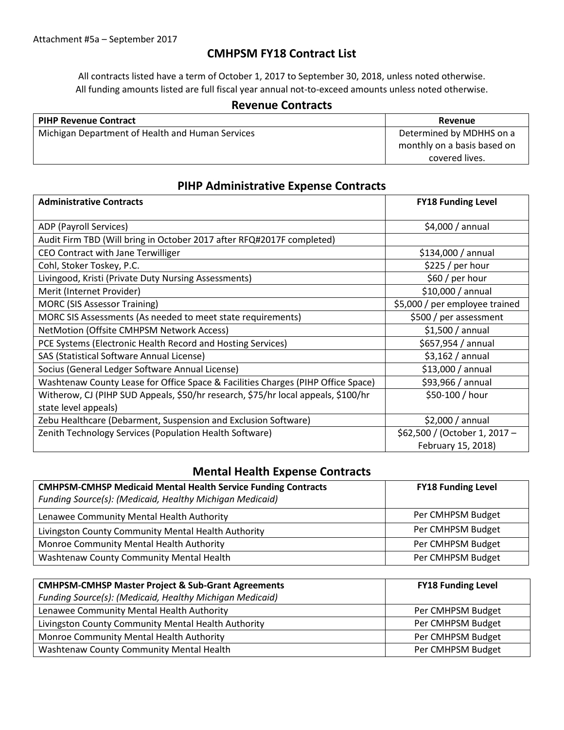Attachment #5a – September 2017

# CMHPSM FY18 Contract List

All contracts listed have a term of October 1, 2017 to September 30, 2018, unless noted otherwise.
All funding amounts listed are full fiscal year annual not-to-exceed amounts unless noted otherwise.

## Revenue Contracts

| PIHP Revenue Contract | Revenue |
|---|---|
| Michigan Department of Health and Human Services | Determined by MDHHS on a monthly on a basis based on covered lives. |

## PIHP Administrative Expense Contracts

| Administrative Contracts | FY18 Funding Level |
|---|---|
| ADP (Payroll Services) | $4,000 / annual |
| Audit Firm TBD (Will bring in October 2017 after RFQ#2017F completed) | |
| CEO Contract with Jane Terwilliger | $134,000 / annual |
| Cohl, Stoker Toskey, P.C. | $225 / per hour |
| Livingood, Kristi (Private Duty Nursing Assessments) | $60 / per hour |
| Merit (Internet Provider) | $10,000 / annual |
| MORC (SIS Assessor Training) | $5,000 / per employee trained |
| MORC SIS Assessments (As needed to meet state requirements) | $500 / per assessment |
| NetMotion (Offsite CMHPSM Network Access) | $1,500 / annual |
| PCE Systems (Electronic Health Record and Hosting Services) | $657,954 / annual |
| SAS (Statistical Software Annual License) | $3,162 / annual |
| Socius (General Ledger Software Annual License) | $13,000 / annual |
| Washtenaw County Lease for Office Space & Facilities Charges (PIHP Office Space) | $93,966 / annual |
| Witherow, CJ (PIHP SUD Appeals, $50/hr research, $75/hr local appeals, $100/hr state level appeals) | $50-100 / hour |
| Zebu Healthcare (Debarment, Suspension and Exclusion Software) | $2,000 / annual |
| Zenith Technology Services (Population Health Software) | $62,500 / (October 1, 2017 – February 15, 2018) |

## Mental Health Expense Contracts

| **CMHPSM-CMHSP Medicaid Mental Health Service Funding Contracts** *Funding Source(s): (Medicaid, Healthy Michigan Medicaid)* | **FY18 Funding Level** |
|---|---|
| Lenawee Community Mental Health Authority | Per CMHPSM Budget |
| Livingston County Community Mental Health Authority | Per CMHPSM Budget |
| Monroe Community Mental Health Authority | Per CMHPSM Budget |
| Washtenaw County Community Mental Health | Per CMHPSM Budget |

| **CMHPSM-CMHSP Master Project & Sub-Grant Agreements** *Funding Source(s): (Medicaid, Healthy Michigan Medicaid)* | **FY18 Funding Level** |
|---|---|
| Lenawee Community Mental Health Authority | Per CMHPSM Budget |
| Livingston County Community Mental Health Authority | Per CMHPSM Budget |
| Monroe Community Mental Health Authority | Per CMHPSM Budget |
| Washtenaw County Community Mental Health | Per CMHPSM Budget |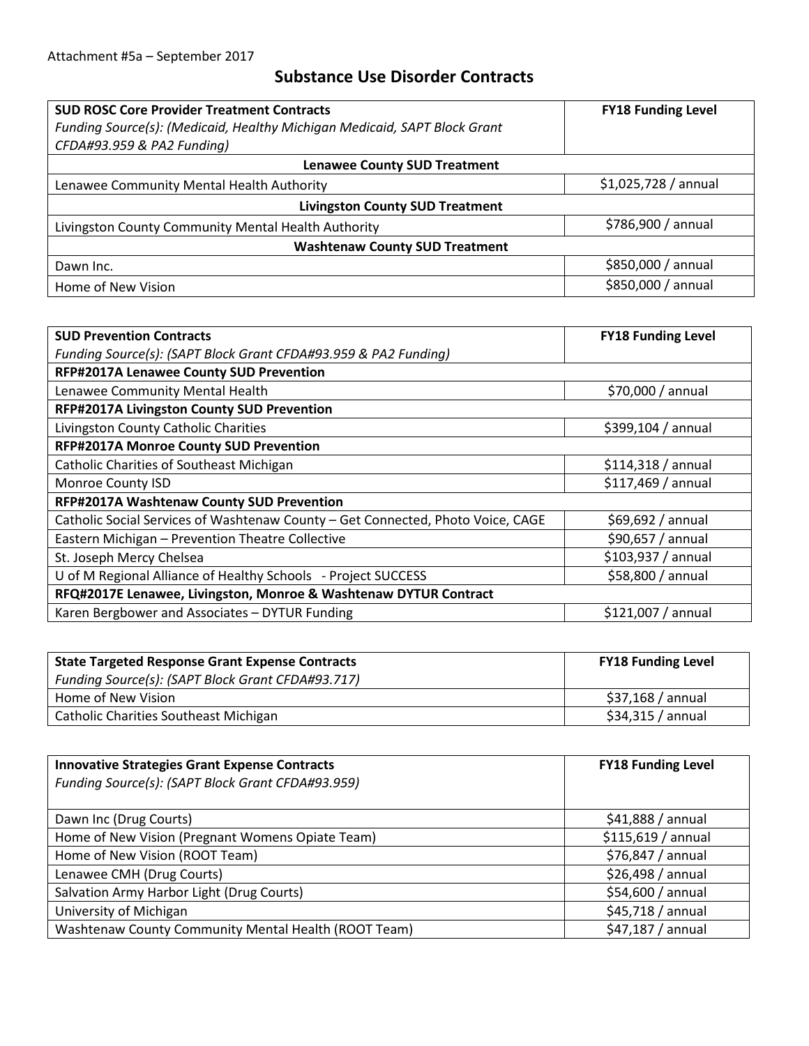Attachment #5a – September 2017

# Substance Use Disorder Contracts

| **SUD ROSC Core Provider Treatment Contracts**<br>*Funding Source(s): (Medicaid, Healthy Michigan Medicaid, SAPT Block Grant CFDA#93.959 & PA2 Funding)* | **FY18 Funding Level** |
|---|---|
| **Lenawee County SUD Treatment** | |
| Lenawee Community Mental Health Authority | $1,025,728 / annual |
| **Livingston County SUD Treatment** | |
| Livingston County Community Mental Health Authority | $786,900 / annual |
| **Washtenaw County SUD Treatment** | |
| Dawn Inc. | $850,000 / annual |
| Home of New Vision | $850,000 / annual |

| **SUD Prevention Contracts**<br>*Funding Source(s): (SAPT Block Grant CFDA#93.959 & PA2 Funding)* | **FY18 Funding Level** |
|---|---|
| **RFP#2017A Lenawee County SUD Prevention** | |
| Lenawee Community Mental Health | $70,000 / annual |
| **RFP#2017A Livingston County SUD Prevention** | |
| Livingston County Catholic Charities | $399,104 / annual |
| **RFP#2017A Monroe County SUD Prevention** | |
| Catholic Charities of Southeast Michigan | $114,318 / annual |
| Monroe County ISD | $117,469 / annual |
| **RFP#2017A Washtenaw County SUD Prevention** | |
| Catholic Social Services of Washtenaw County – Get Connected, Photo Voice, CAGE | $69,692 / annual |
| Eastern Michigan – Prevention Theatre Collective | $90,657 / annual |
| St. Joseph Mercy Chelsea | $103,937 / annual |
| U of M Regional Alliance of Healthy Schools - Project SUCCESS | $58,800 / annual |
| **RFQ#2017E Lenawee, Livingston, Monroe & Washtenaw DYTUR Contract** | |
| Karen Bergbower and Associates – DYTUR Funding | $121,007 / annual |

| **State Targeted Response Grant Expense Contracts**<br>*Funding Source(s): (SAPT Block Grant CFDA#93.717)* | **FY18 Funding Level** |
|---|---|
| Home of New Vision | $37,168 / annual |
| Catholic Charities Southeast Michigan | $34,315 / annual |

| **Innovative Strategies Grant Expense Contracts**<br>*Funding Source(s): (SAPT Block Grant CFDA#93.959)* | **FY18 Funding Level** |
|---|---|
| Dawn Inc (Drug Courts) | $41,888 / annual |
| Home of New Vision (Pregnant Womens Opiate Team) | $115,619 / annual |
| Home of New Vision (ROOT Team) | $76,847 / annual |
| Lenawee CMH (Drug Courts) | $26,498 / annual |
| Salvation Army Harbor Light (Drug Courts) | $54,600 / annual |
| University of Michigan | $45,718 / annual |
| Washtenaw County Community Mental Health (ROOT Team) | $47,187 / annual |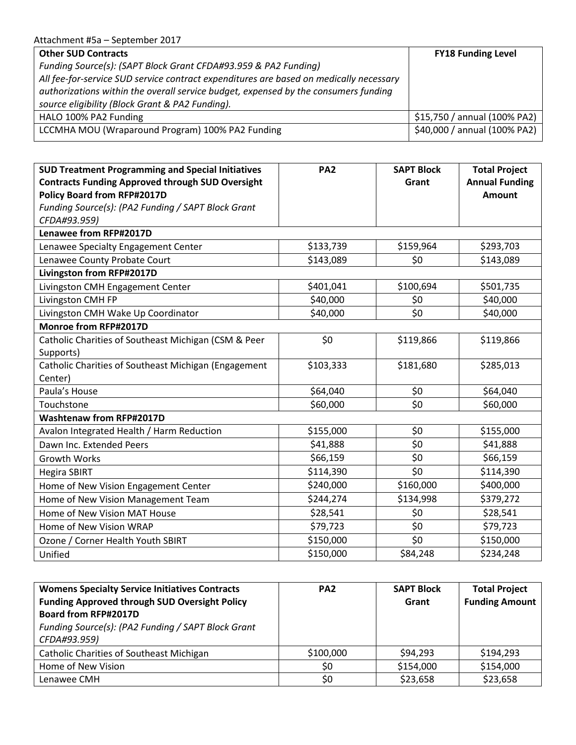Attachment #5a – September 2017

| **Other SUD Contracts**<br>*Funding Source(s): (SAPT Block Grant CFDA#93.959 & PA2 Funding)*<br>*All fee-for-service SUD service contract expenditures are based on medically necessary authorizations within the overall service budget, expensed by the consumers funding source eligibility (Block Grant & PA2 Funding).* | **FY18 Funding Level** |
|---|---|
| HALO 100% PA2 Funding | $15,750 / annual (100% PA2) |
| LCCMHA MOU (Wraparound Program) 100% PA2 Funding | $40,000 / annual (100% PA2) |

| **SUD Treatment Programming and Special Initiatives Contracts Funding Approved through SUD Oversight Policy Board from RFP#2017D**<br>*Funding Source(s): (PA2 Funding / SAPT Block Grant CFDA#93.959)* | **PA2** | **SAPT Block Grant** | **Total Project Annual Funding Amount** |
|---|---|---|---|
| **Lenawee from RFP#2017D** | | | |
| Lenawee Specialty Engagement Center | $133,739 | $159,964 | $293,703 |
| Lenawee County Probate Court | $143,089 | $0 | $143,089 |
| **Livingston from RFP#2017D** | | | |
| Livingston CMH Engagement Center | $401,041 | $100,694 | $501,735 |
| Livingston CMH FP | $40,000 | $0 | $40,000 |
| Livingston CMH Wake Up Coordinator | $40,000 | $0 | $40,000 |
| **Monroe from RFP#2017D** | | | |
| Catholic Charities of Southeast Michigan (CSM & Peer Supports) | $0 | $119,866 | $119,866 |
| Catholic Charities of Southeast Michigan (Engagement Center) | $103,333 | $181,680 | $285,013 |
| Paula's House | $64,040 | $0 | $64,040 |
| Touchstone | $60,000 | $0 | $60,000 |
| **Washtenaw from RFP#2017D** | | | |
| Avalon Integrated Health / Harm Reduction | $155,000 | $0 | $155,000 |
| Dawn Inc. Extended Peers | $41,888 | $0 | $41,888 |
| Growth Works | $66,159 | $0 | $66,159 |
| Hegira SBIRT | $114,390 | $0 | $114,390 |
| Home of New Vision Engagement Center | $240,000 | $160,000 | $400,000 |
| Home of New Vision Management Team | $244,274 | $134,998 | $379,272 |
| Home of New Vision MAT House | $28,541 | $0 | $28,541 |
| Home of New Vision WRAP | $79,723 | $0 | $79,723 |
| Ozone / Corner Health Youth SBIRT | $150,000 | $0 | $150,000 |
| Unified | $150,000 | $84,248 | $234,248 |

| **Womens Specialty Service Initiatives Contracts Funding Approved through SUD Oversight Policy Board from RFP#2017D**<br>*Funding Source(s): (PA2 Funding / SAPT Block Grant CFDA#93.959)* | **PA2** | **SAPT Block Grant** | **Total Project Funding Amount** |
|---|---|---|---|
| Catholic Charities of Southeast Michigan | $100,000 | $94,293 | $194,293 |
| Home of New Vision | $0 | $154,000 | $154,000 |
| Lenawee CMH | $0 | $23,658 | $23,658 |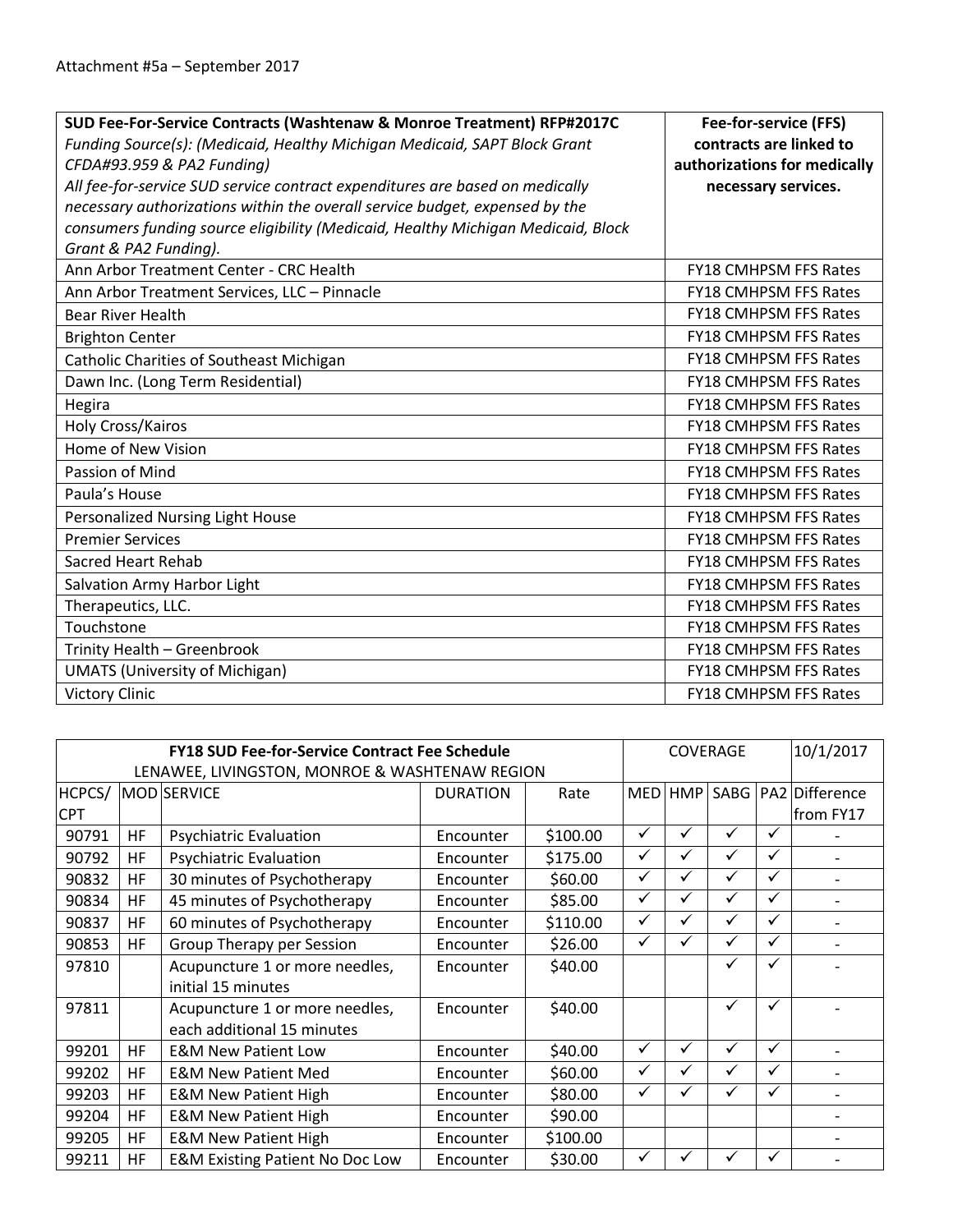Attachment #5a – September 2017

| **SUD Fee-For-Service Contracts (Washtenaw & Monroe Treatment) RFP#2017C**<br>*Funding Source(s): (Medicaid, Healthy Michigan Medicaid, SAPT Block Grant CFDA#93.959 & PA2 Funding)*<br>*All fee-for-service SUD service contract expenditures are based on medically necessary authorizations within the overall service budget, expensed by the consumers funding source eligibility (Medicaid, Healthy Michigan Medicaid, Block Grant & PA2 Funding).* | **Fee-for-service (FFS) contracts are linked to authorizations for medically necessary services.** |
|---|---|
| Ann Arbor Treatment Center - CRC Health | FY18 CMHPSM FFS Rates |
| Ann Arbor Treatment Services, LLC – Pinnacle | FY18 CMHPSM FFS Rates |
| Bear River Health | FY18 CMHPSM FFS Rates |
| Brighton Center | FY18 CMHPSM FFS Rates |
| Catholic Charities of Southeast Michigan | FY18 CMHPSM FFS Rates |
| Dawn Inc. (Long Term Residential) | FY18 CMHPSM FFS Rates |
| Hegira | FY18 CMHPSM FFS Rates |
| Holy Cross/Kairos | FY18 CMHPSM FFS Rates |
| Home of New Vision | FY18 CMHPSM FFS Rates |
| Passion of Mind | FY18 CMHPSM FFS Rates |
| Paula's House | FY18 CMHPSM FFS Rates |
| Personalized Nursing Light House | FY18 CMHPSM FFS Rates |
| Premier Services | FY18 CMHPSM FFS Rates |
| Sacred Heart Rehab | FY18 CMHPSM FFS Rates |
| Salvation Army Harbor Light | FY18 CMHPSM FFS Rates |
| Therapeutics, LLC. | FY18 CMHPSM FFS Rates |
| Touchstone | FY18 CMHPSM FFS Rates |
| Trinity Health – Greenbrook | FY18 CMHPSM FFS Rates |
| UMATS (University of Michigan) | FY18 CMHPSM FFS Rates |
| Victory Clinic | FY18 CMHPSM FFS Rates |

| **FY18 SUD Fee-for-Service Contract Fee Schedule**<br>LENAWEE, LIVINGSTON, MONROE & WASHTENAW REGION | | | | | COVERAGE | | | | 10/1/2017 |
|---|---|---|---|---|---|---|---|---|---|
| HCPCS/CPT | MOD | SERVICE | DURATION | Rate | MED | HMP | SABG | PA2 | Difference from FY17 |
| 90791 | HF | Psychiatric Evaluation | Encounter | $100.00 | ✓ | ✓ | ✓ | ✓ | - |
| 90792 | HF | Psychiatric Evaluation | Encounter | $175.00 | ✓ | ✓ | ✓ | ✓ | - |
| 90832 | HF | 30 minutes of Psychotherapy | Encounter | $60.00 | ✓ | ✓ | ✓ | ✓ | - |
| 90834 | HF | 45 minutes of Psychotherapy | Encounter | $85.00 | ✓ | ✓ | ✓ | ✓ | - |
| 90837 | HF | 60 minutes of Psychotherapy | Encounter | $110.00 | ✓ | ✓ | ✓ | ✓ | - |
| 90853 | HF | Group Therapy per Session | Encounter | $26.00 | ✓ | ✓ | ✓ | ✓ | - |
| 97810 | | Acupuncture 1 or more needles, initial 15 minutes | Encounter | $40.00 | | | ✓ | ✓ | - |
| 97811 | | Acupuncture 1 or more needles, each additional 15 minutes | Encounter | $40.00 | | | ✓ | ✓ | - |
| 99201 | HF | E&M New Patient Low | Encounter | $40.00 | ✓ | ✓ | ✓ | ✓ | - |
| 99202 | HF | E&M New Patient Med | Encounter | $60.00 | ✓ | ✓ | ✓ | ✓ | - |
| 99203 | HF | E&M New Patient High | Encounter | $80.00 | ✓ | ✓ | ✓ | ✓ | - |
| 99204 | HF | E&M New Patient High | Encounter | $90.00 | | | | | - |
| 99205 | HF | E&M New Patient High | Encounter | $100.00 | | | | | - |
| 99211 | HF | E&M Existing Patient No Doc Low | Encounter | $30.00 | ✓ | ✓ | ✓ | ✓ | - |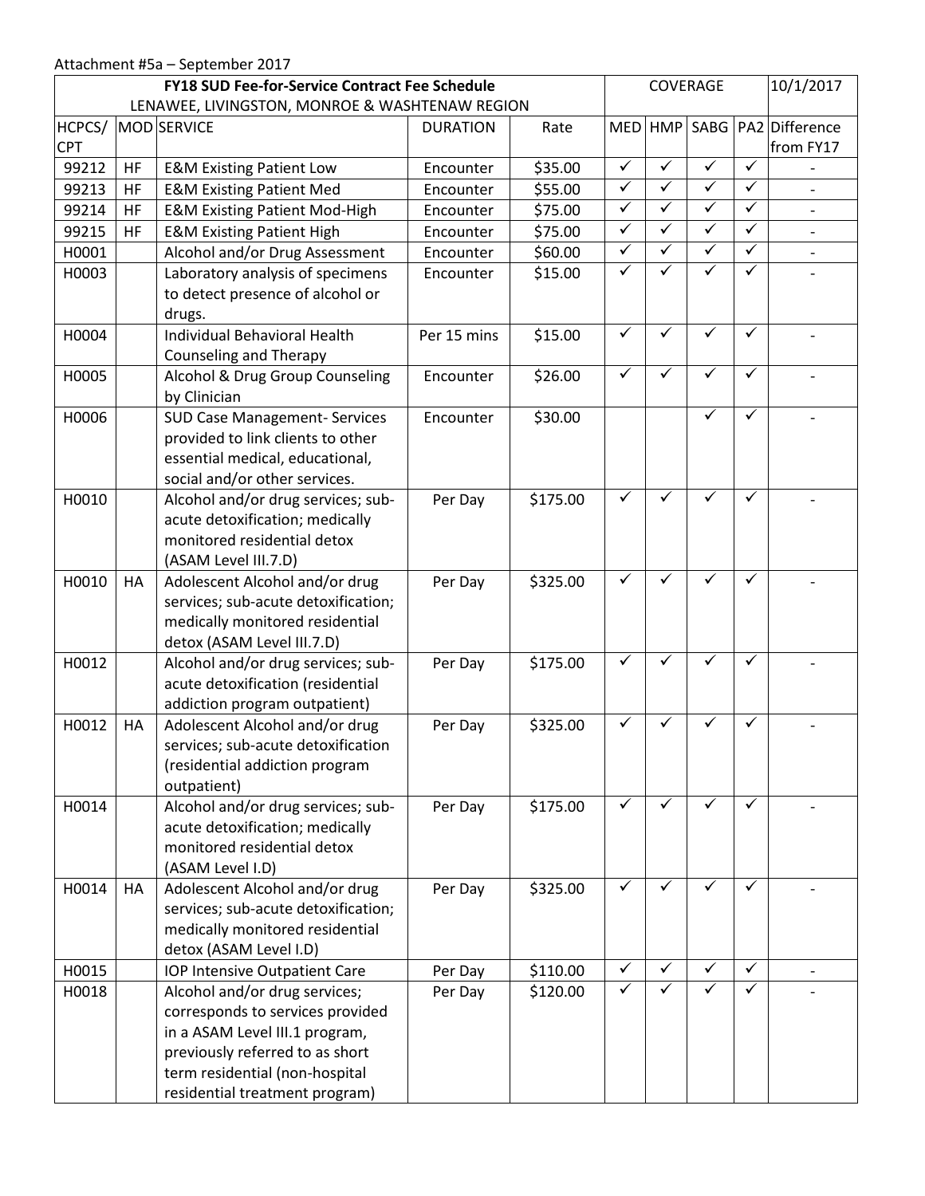Attachment #5a – September 2017

| FY18 SUD Fee-for-Service Contract Fee Schedule LENAWEE, LIVINGSTON, MONROE & WASHTENAW REGION | | | | | COVERAGE | | | | 10/1/2017 |
|---|---|---|---|---|---|---|---|---|---|
| HCPCS/ CPT | MOD | SERVICE | DURATION | Rate | MED | HMP | SABG | PA2 | Difference from FY17 |
| 99212 | HF | E&M Existing Patient Low | Encounter | $35.00 | ✓ | ✓ | ✓ | ✓ | - |
| 99213 | HF | E&M Existing Patient Med | Encounter | $55.00 | ✓ | ✓ | ✓ | ✓ | - |
| 99214 | HF | E&M Existing Patient Mod-High | Encounter | $75.00 | ✓ | ✓ | ✓ | ✓ | - |
| 99215 | HF | E&M Existing Patient High | Encounter | $75.00 | ✓ | ✓ | ✓ | ✓ | - |
| H0001 | | Alcohol and/or Drug Assessment | Encounter | $60.00 | ✓ | ✓ | ✓ | ✓ | - |
| H0003 | | Laboratory analysis of specimens to detect presence of alcohol or drugs. | Encounter | $15.00 | ✓ | ✓ | ✓ | ✓ | - |
| H0004 | | Individual Behavioral Health Counseling and Therapy | Per 15 mins | $15.00 | ✓ | ✓ | ✓ | ✓ | - |
| H0005 | | Alcohol & Drug Group Counseling by Clinician | Encounter | $26.00 | ✓ | ✓ | ✓ | ✓ | - |
| H0006 | | SUD Case Management- Services provided to link clients to other essential medical, educational, social and/or other services. | Encounter | $30.00 | | | ✓ | ✓ | - |
| H0010 | | Alcohol and/or drug services; sub-acute detoxification; medically monitored residential detox (ASAM Level III.7.D) | Per Day | $175.00 | ✓ | ✓ | ✓ | ✓ | - |
| H0010 | HA | Adolescent Alcohol and/or drug services; sub-acute detoxification; medically monitored residential detox (ASAM Level III.7.D) | Per Day | $325.00 | ✓ | ✓ | ✓ | ✓ | - |
| H0012 | | Alcohol and/or drug services; sub-acute detoxification (residential addiction program outpatient) | Per Day | $175.00 | ✓ | ✓ | ✓ | ✓ | - |
| H0012 | HA | Adolescent Alcohol and/or drug services; sub-acute detoxification (residential addiction program outpatient) | Per Day | $325.00 | ✓ | ✓ | ✓ | ✓ | - |
| H0014 | | Alcohol and/or drug services; sub-acute detoxification; medically monitored residential detox (ASAM Level I.D) | Per Day | $175.00 | ✓ | ✓ | ✓ | ✓ | - |
| H0014 | HA | Adolescent Alcohol and/or drug services; sub-acute detoxification; medically monitored residential detox (ASAM Level I.D) | Per Day | $325.00 | ✓ | ✓ | ✓ | ✓ | - |
| H0015 | | IOP Intensive Outpatient Care | Per Day | $110.00 | ✓ | ✓ | ✓ | ✓ | - |
| H0018 | | Alcohol and/or drug services; corresponds to services provided in a ASAM Level III.1 program, previously referred to as short term residential (non-hospital residential treatment program) | Per Day | $120.00 | ✓ | ✓ | ✓ | ✓ | - |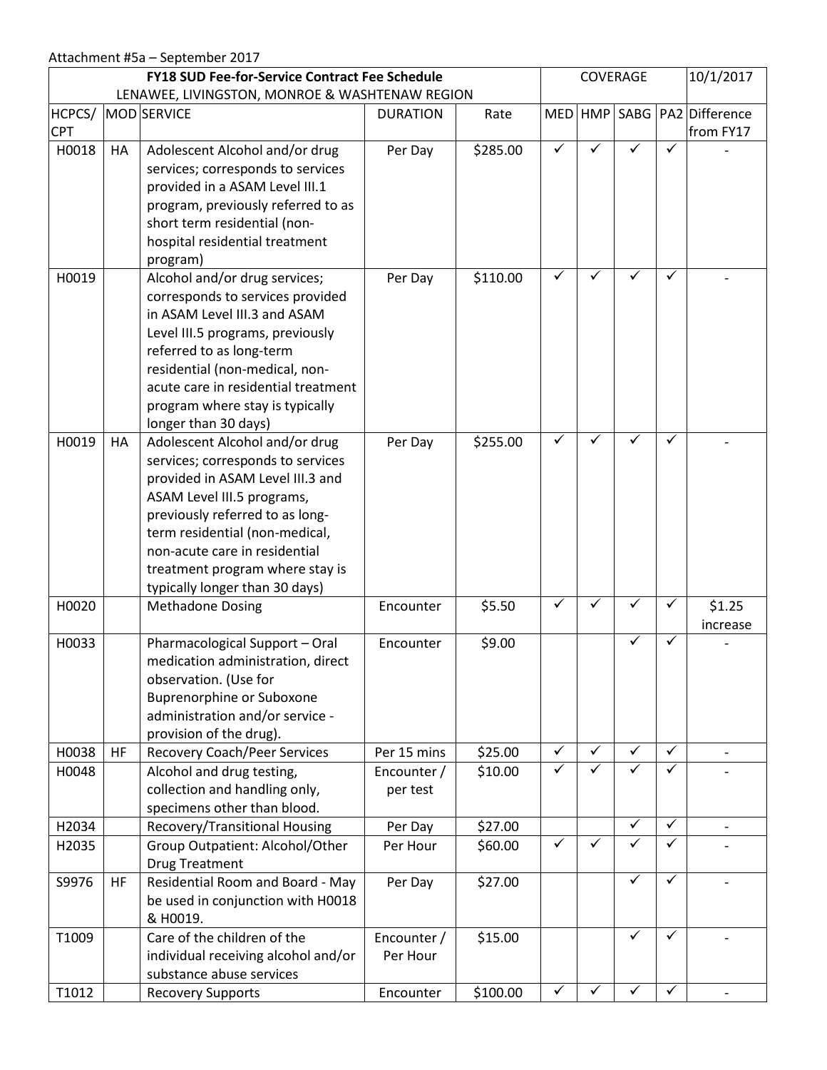Attachment #5a – September 2017

| FY18 SUD Fee-for-Service Contract Fee Schedule LENAWEE, LIVINGSTON, MONROE & WASHTENAW REGION | | | | | COVERAGE | | | | 10/1/2017 |
|---|---|---|---|---|---|---|---|---|---|
| HCPCS/ CPT | MOD | SERVICE | DURATION | Rate | MED | HMP | SABG | PA2 | Difference from FY17 |
| H0018 | HA | Adolescent Alcohol and/or drug services; corresponds to services provided in a ASAM Level III.1 program, previously referred to as short term residential (non-hospital residential treatment program) | Per Day | $285.00 | ✓ | ✓ | ✓ | ✓ | - |
| H0019 | | Alcohol and/or drug services; corresponds to services provided in ASAM Level III.3 and ASAM Level III.5 programs, previously referred to as long-term residential (non-medical, non-acute care in residential treatment program where stay is typically longer than 30 days) | Per Day | $110.00 | ✓ | ✓ | ✓ | ✓ | - |
| H0019 | HA | Adolescent Alcohol and/or drug services; corresponds to services provided in ASAM Level III.3 and ASAM Level III.5 programs, previously referred to as long-term residential (non-medical, non-acute care in residential treatment program where stay is typically longer than 30 days) | Per Day | $255.00 | ✓ | ✓ | ✓ | ✓ | - |
| H0020 | | Methadone Dosing | Encounter | $5.50 | ✓ | ✓ | ✓ | ✓ | $1.25 increase |
| H0033 | | Pharmacological Support – Oral medication administration, direct observation. (Use for Buprenorphine or Suboxone administration and/or service - provision of the drug). | Encounter | $9.00 | | | ✓ | ✓ | - |
| H0038 | HF | Recovery Coach/Peer Services | Per 15 mins | $25.00 | ✓ | ✓ | ✓ | ✓ | - |
| H0048 | | Alcohol and drug testing, collection and handling only, specimens other than blood. | Encounter / per test | $10.00 | ✓ | ✓ | ✓ | ✓ | - |
| H2034 | | Recovery/Transitional Housing | Per Day | $27.00 | | | ✓ | ✓ | - |
| H2035 | | Group Outpatient: Alcohol/Other Drug Treatment | Per Hour | $60.00 | ✓ | ✓ | ✓ | ✓ | - |
| S9976 | HF | Residential Room and Board - May be used in conjunction with H0018 & H0019. | Per Day | $27.00 | | | ✓ | ✓ | - |
| T1009 | | Care of the children of the individual receiving alcohol and/or substance abuse services | Encounter / Per Hour | $15.00 | | | ✓ | ✓ | - |
| T1012 | | Recovery Supports | Encounter | $100.00 | ✓ | ✓ | ✓ | ✓ | - |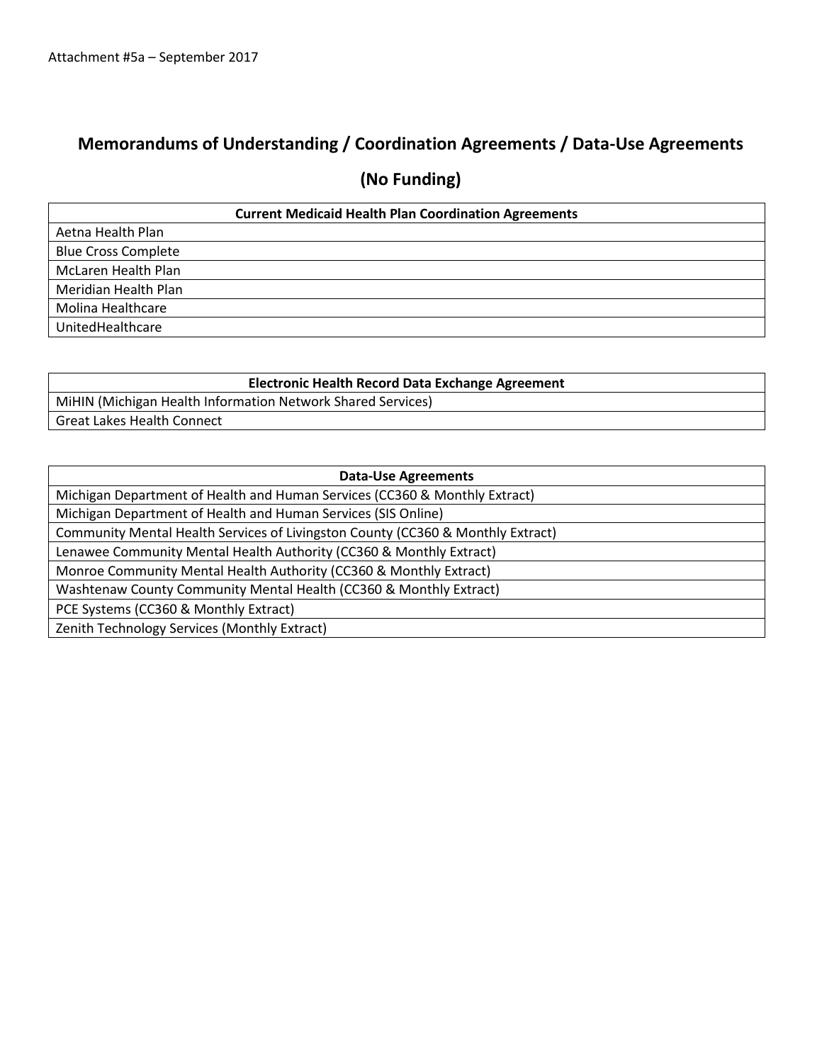Attachment #5a – September 2017

# Memorandums of Understanding / Coordination Agreements / Data-Use Agreements

## (No Funding)

| Current Medicaid Health Plan Coordination Agreements |
|---|
| Aetna Health Plan |
| Blue Cross Complete |
| McLaren Health Plan |
| Meridian Health Plan |
| Molina Healthcare |
| UnitedHealthcare |

| Electronic Health Record Data Exchange Agreement |
|---|
| MiHIN (Michigan Health Information Network Shared Services) |
| Great Lakes Health Connect |

| Data-Use Agreements |
|---|
| Michigan Department of Health and Human Services (CC360 & Monthly Extract) |
| Michigan Department of Health and Human Services (SIS Online) |
| Community Mental Health Services of Livingston County (CC360 & Monthly Extract) |
| Lenawee Community Mental Health Authority (CC360 & Monthly Extract) |
| Monroe Community Mental Health Authority (CC360 & Monthly Extract) |
| Washtenaw County Community Mental Health (CC360 & Monthly Extract) |
| PCE Systems (CC360 & Monthly Extract) |
| Zenith Technology Services (Monthly Extract) |